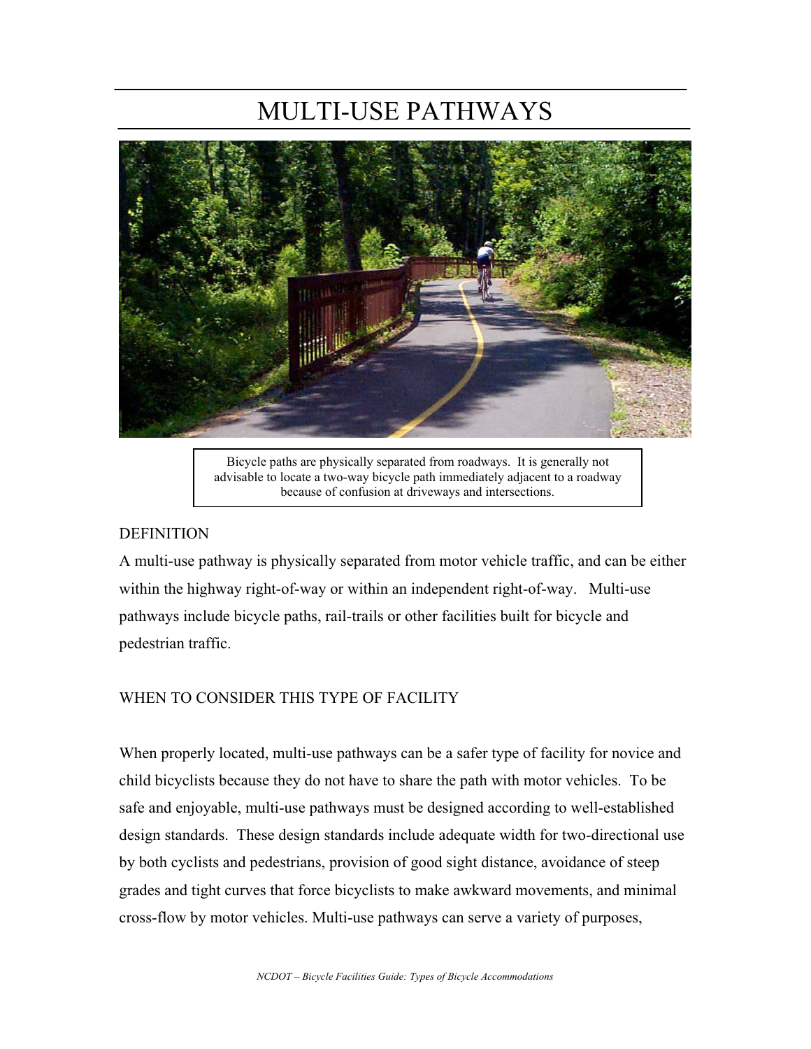# MULTI-USE PATHWAYS

Bicycle paths are physically separated from roadways. It is generally not advisable to locate a two-way bicycle path immediately adjacent to a roadway because of confusion at driveways and intersections.

## DEFINITION

A multi-use pathway is physically separated from motor vehicle traffic, and can be either within the highway right-of-way or within an independent right-of-way. Multi-use pathways include bicycle paths, rail-trails or other facilities built for bicycle and pedestrian traffic.

## WHEN TO CONSIDER THIS TYPE OF FACILITY

When properly located, multi-use pathways can be a safer type of facility for novice and child bicyclists because they do not have to share the path with motor vehicles. To be safe and enjoyable, multi-use pathways must be designed according to well-established design standards. These design standards include adequate width for two-directional use by both cyclists and pedestrians, provision of good sight distance, avoidance of steep grades and tight curves that force bicyclists to make awkward movements, and minimal cross-flow by motor vehicles. Multi-use pathways can serve a variety of purposes,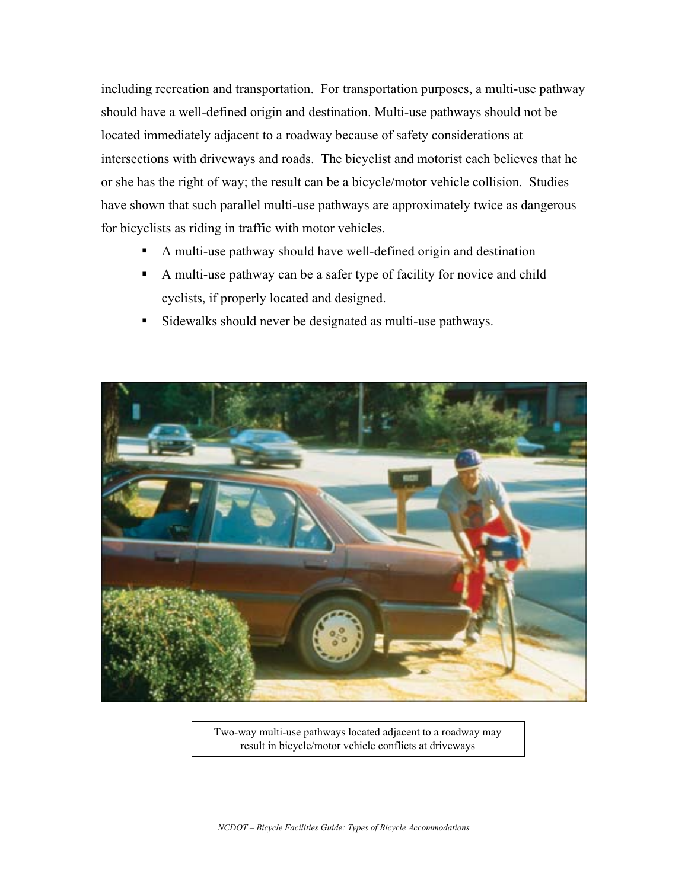including recreation and transportation. For transportation purposes, a multi-use pathway should have a well-defined origin and destination. Multi-use pathways should not be located immediately adjacent to a roadway because of safety considerations at intersections with driveways and roads. The bicyclist and motorist each believes that he or she has the right of way; the result can be a bicycle/motor vehicle collision. Studies have shown that such parallel multi-use pathways are approximately twice as dangerous for bicyclists as riding in traffic with motor vehicles.

- A multi-use pathway should have well-defined origin and destination
- A multi-use pathway can be a safer type of facility for novice and child cyclists, if properly located and designed.
- Sidewalks should <u>never</u> be designated as multi-use pathways.

Two-way multi-use pathways located adjacent to a roadway may result in bicycle/motor vehicle conflicts at driveways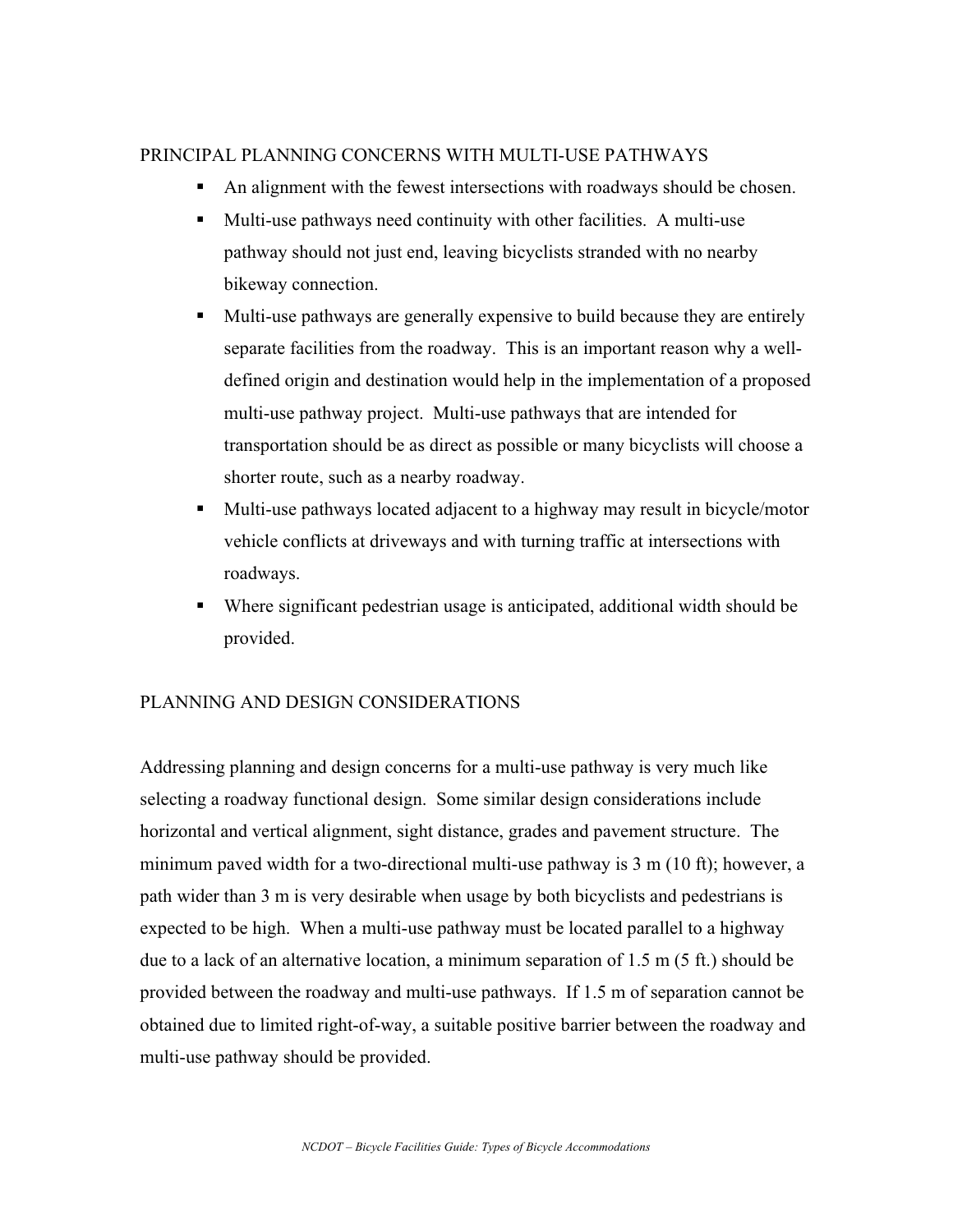## PRINCIPAL PLANNING CONCERNS WITH MULTI-USE PATHWAYS

- An alignment with the fewest intersections with roadways should be chosen.
- Multi-use pathways need continuity with other facilities. A multi-use pathway should not just end, leaving bicyclists stranded with no nearby bikeway connection.
- Multi-use pathways are generally expensive to build because they are entirely separate facilities from the roadway. This is an important reason why a well-defined origin and destination would help in the implementation of a proposed multi-use pathway project. Multi-use pathways that are intended for transportation should be as direct as possible or many bicyclists will choose a shorter route, such as a nearby roadway.
- Multi-use pathways located adjacent to a highway may result in bicycle/motor vehicle conflicts at driveways and with turning traffic at intersections with roadways.
- Where significant pedestrian usage is anticipated, additional width should be provided.

## PLANNING AND DESIGN CONSIDERATIONS

Addressing planning and design concerns for a multi-use pathway is very much like selecting a roadway functional design. Some similar design considerations include horizontal and vertical alignment, sight distance, grades and pavement structure. The minimum paved width for a two-directional multi-use pathway is 3 m (10 ft); however, a path wider than 3 m is very desirable when usage by both bicyclists and pedestrians is expected to be high. When a multi-use pathway must be located parallel to a highway due to a lack of an alternative location, a minimum separation of 1.5 m (5 ft.) should be provided between the roadway and multi-use pathways. If 1.5 m of separation cannot be obtained due to limited right-of-way, a suitable positive barrier between the roadway and multi-use pathway should be provided.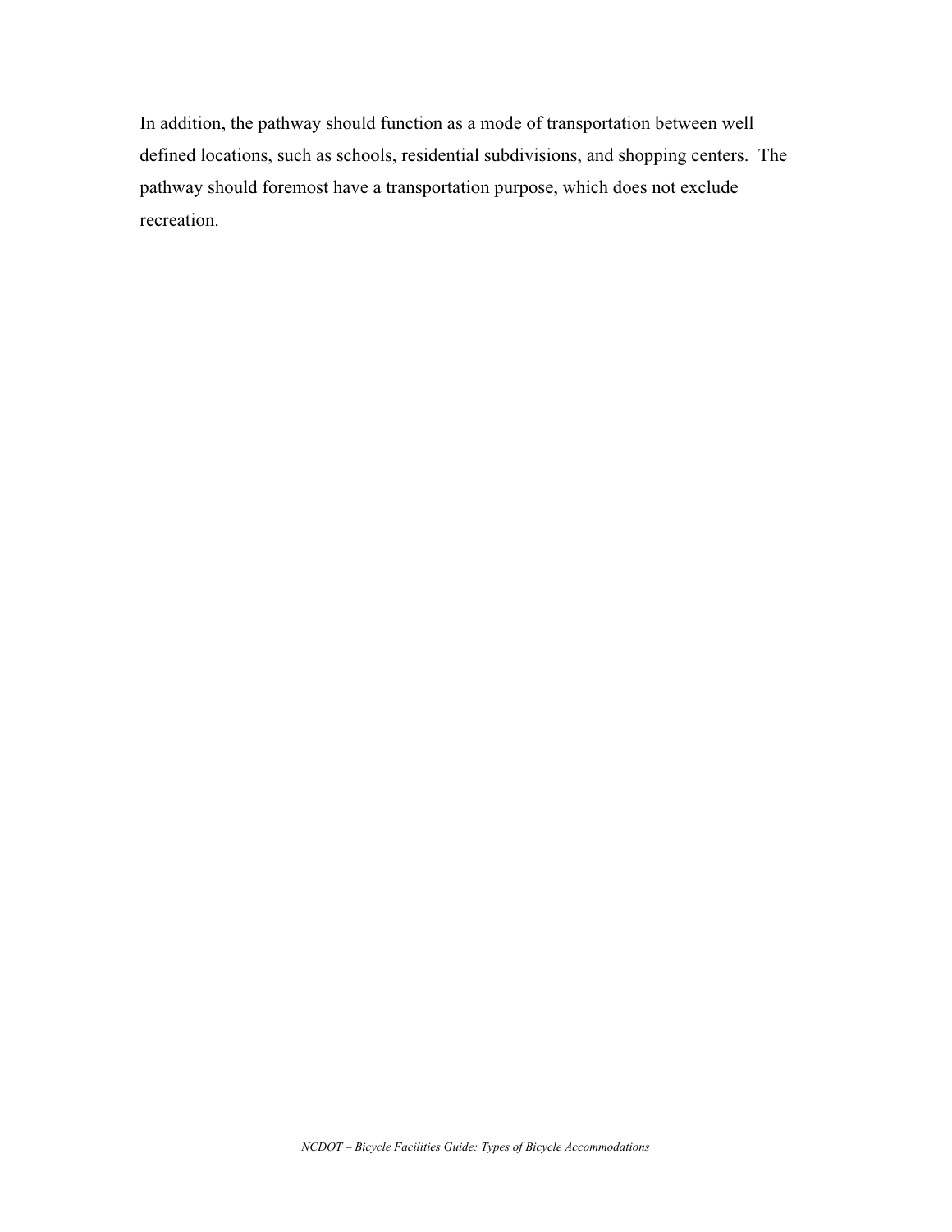In addition, the pathway should function as a mode of transportation between well defined locations, such as schools, residential subdivisions, and shopping centers. The pathway should foremost have a transportation purpose, which does not exclude recreation.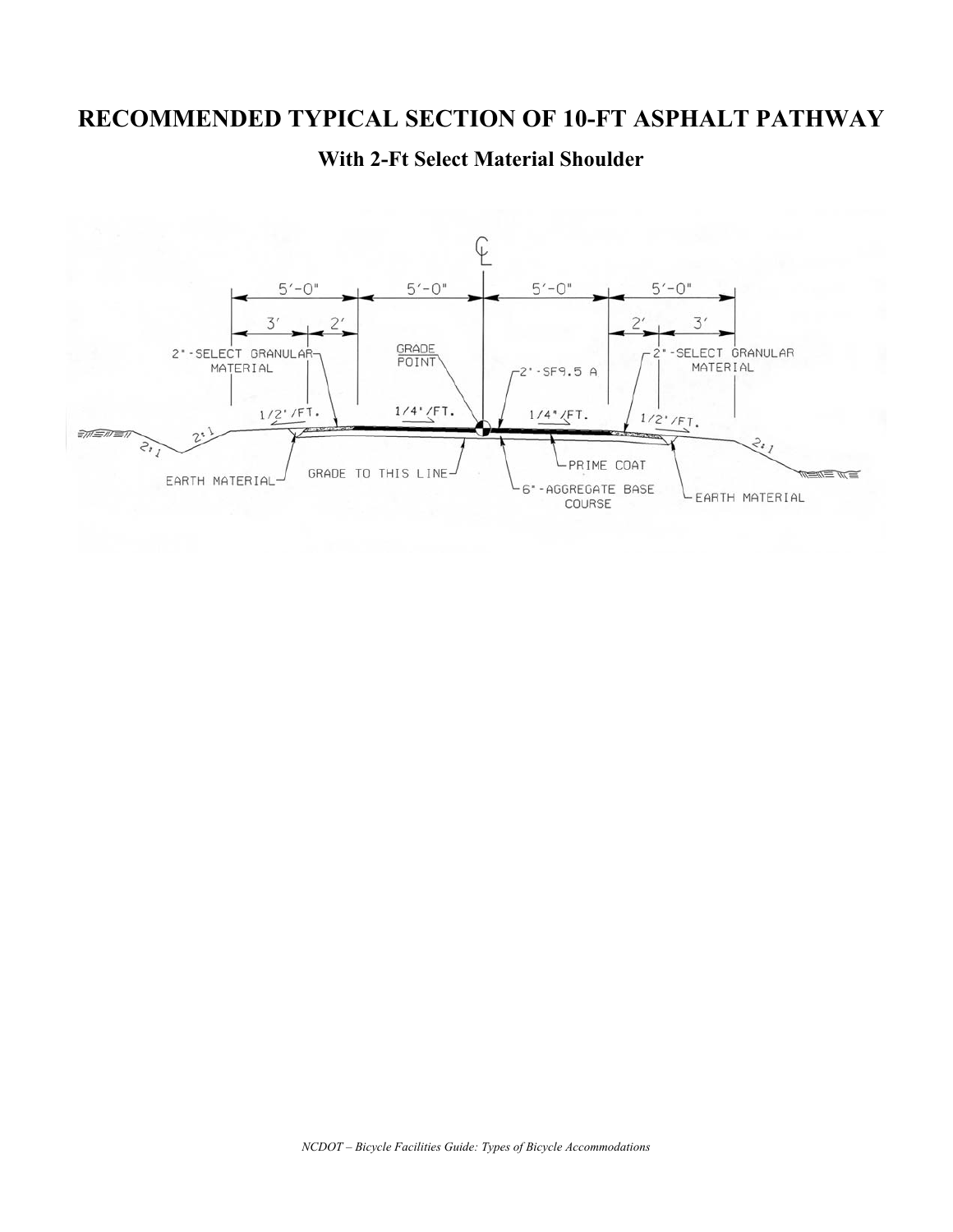# RECOMMENDED TYPICAL SECTION OF 10-FT ASPHALT PATHWAY

### With 2-Ft Select Material Shoulder

℄

5′-0"
5′-0"
5′-0"
5′-0"

3′
2′
2′
3′

2"-SELECT GRANULAR MATERIAL

GRADE POINT

2"-SF9.5 A

2"-SELECT GRANULAR MATERIAL

1/2"/FT.
1/4"/FT.
1/4"/FT.
1/2"/FT.

2:1
2:1
2:1
2:1

EARTH MATERIAL

GRADE TO THIS LINE

6"-AGGREGATE BASE COURSE

PRIME COAT

EARTH MATERIAL